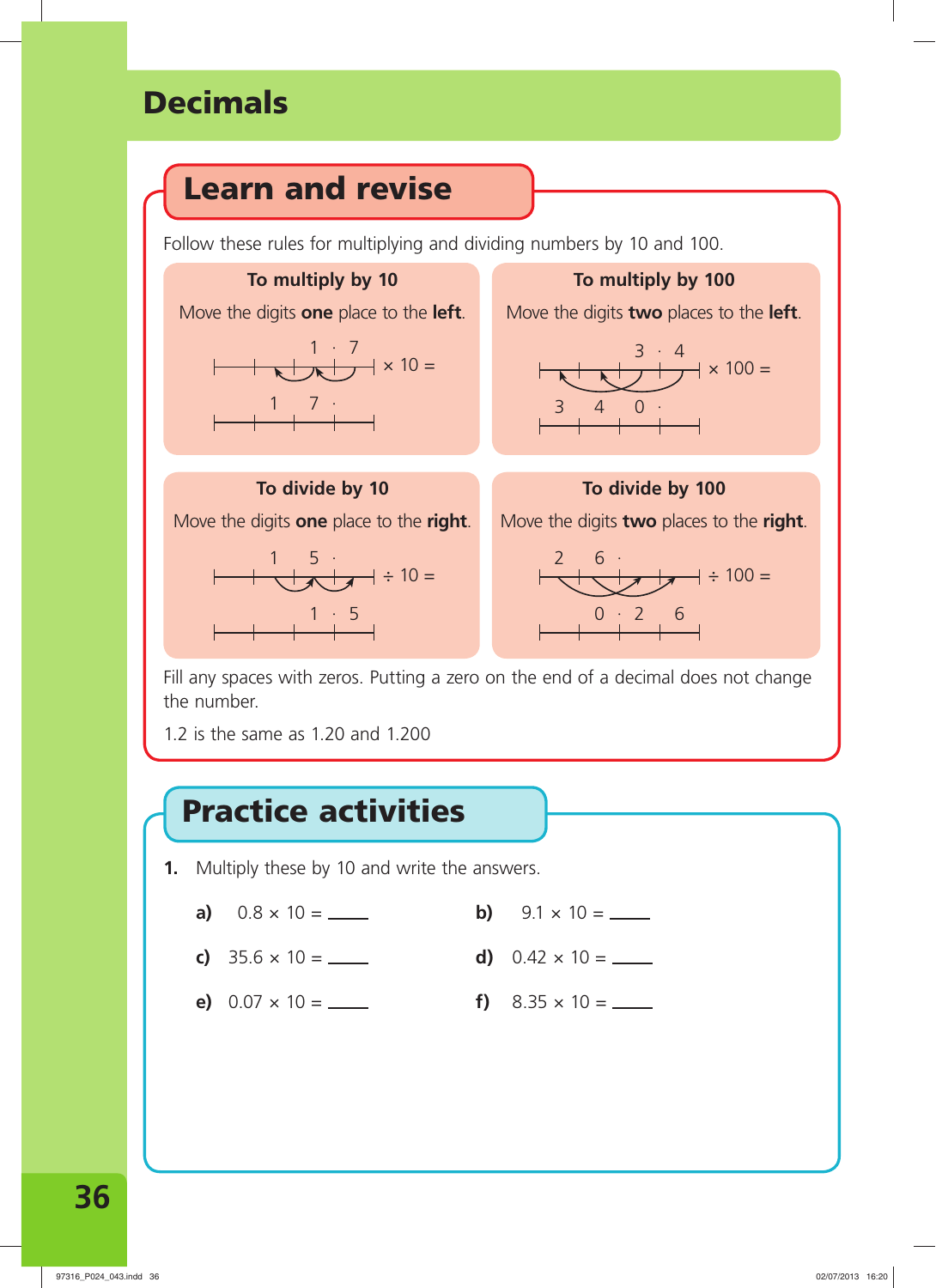# Decimals

## Learn and revise

Follow these rules for multiplying and dividing numbers by 10 and 100.

**To multiply by 10**

Move the digits **one** place to the **left**.

1 · 7 × 10 =

1 7 ·

**To multiply by 100**

Move the digits **two** places to the **left**.

3 · 4 × 100 =

3 4 0 ·

**To divide by 10**

Move the digits **one** place to the **right**.

1 5 · ÷ 10 =

1 · 5

**To divide by 100**

Move the digits **two** places to the **right**.

2 6 · ÷ 100 =

0 · 2 6

Fill any spaces with zeros. Putting a zero on the end of a decimal does not change the number.

1.2 is the same as 1.20 and 1.200

## Practice activities

**1.** Multiply these by 10 and write the answers.

**a)** 0.8 × 10 = ____ **b)** 9.1 × 10 = ____

**c)** 35.6 × 10 = ____ **d)** 0.42 × 10 = ____

**e)** 0.07 × 10 = ____ **f)** 8.35 × 10 = ____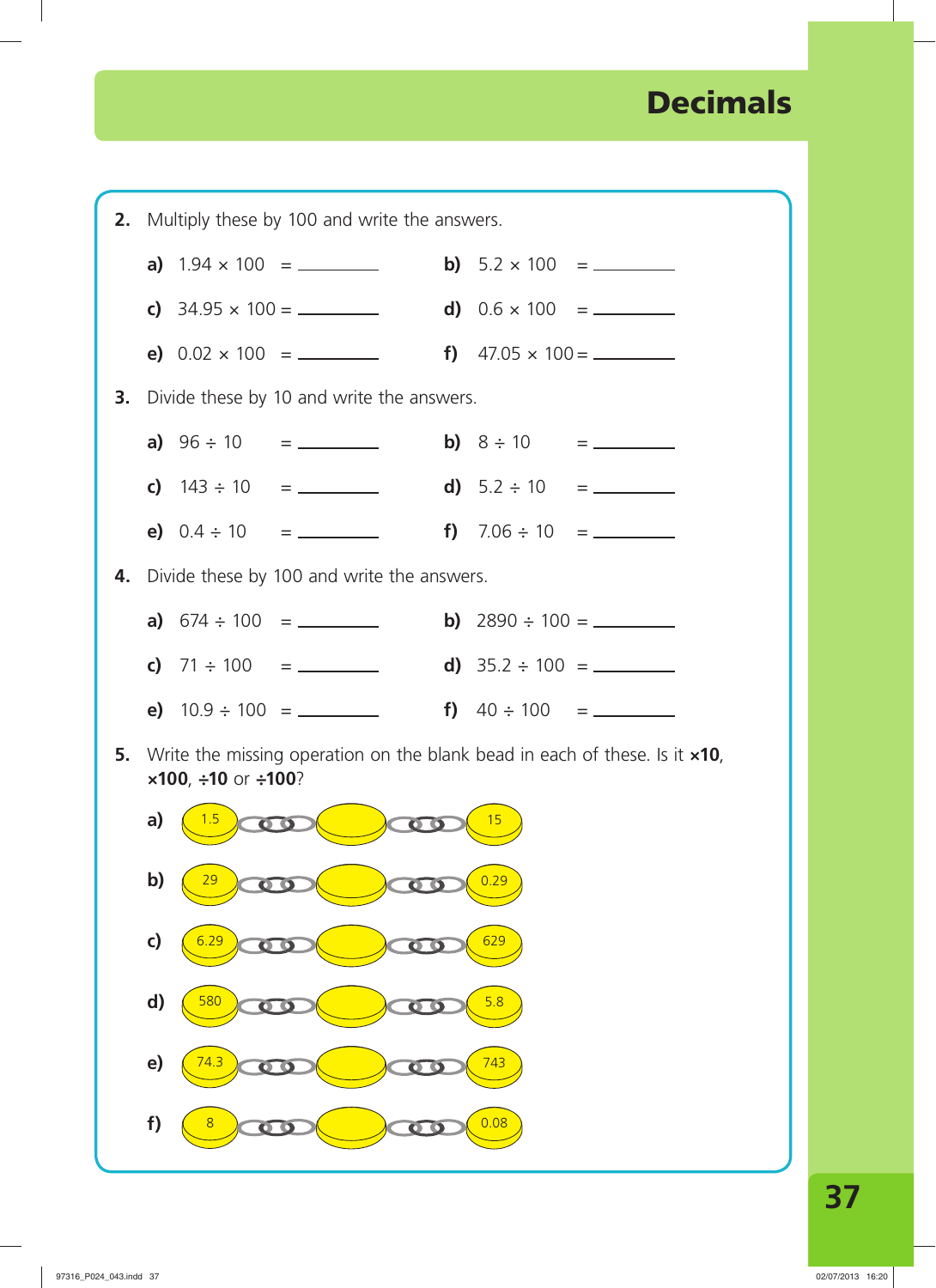# Decimals

2. Multiply these by 100 and write the answers.

   a) 1.94 × 100 = ________ b) 5.2 × 100 = ________

   c) 34.95 × 100 = ________ d) 0.6 × 100 = ________

   e) 0.02 × 100 = ________ f) 47.05 × 100 = ________

3. Divide these by 10 and write the answers.

   a) 96 ÷ 10 = ________ b) 8 ÷ 10 = ________

   c) 143 ÷ 10 = ________ d) 5.2 ÷ 10 = ________

   e) 0.4 ÷ 10 = ________ f) 7.06 ÷ 10 = ________

4. Divide these by 100 and write the answers.

   a) 674 ÷ 100 = ________ b) 2890 ÷ 100 = ________

   c) 71 ÷ 100 = ________ d) 35.2 ÷ 100 = ________

   e) 10.9 ÷ 100 = ________ f) 40 ÷ 100 = ________

5. Write the missing operation on the blank bead in each of these. Is it **×10**, **×100**, **÷10** or **÷100**?

   a) 1.5 — ____ — 15

   b) 29 — ____ — 0.29

   c) 6.29 — ____ — 629

   d) 580 — ____ — 5.8

   e) 74.3 — ____ — 743

   f) 8 — ____ — 0.08